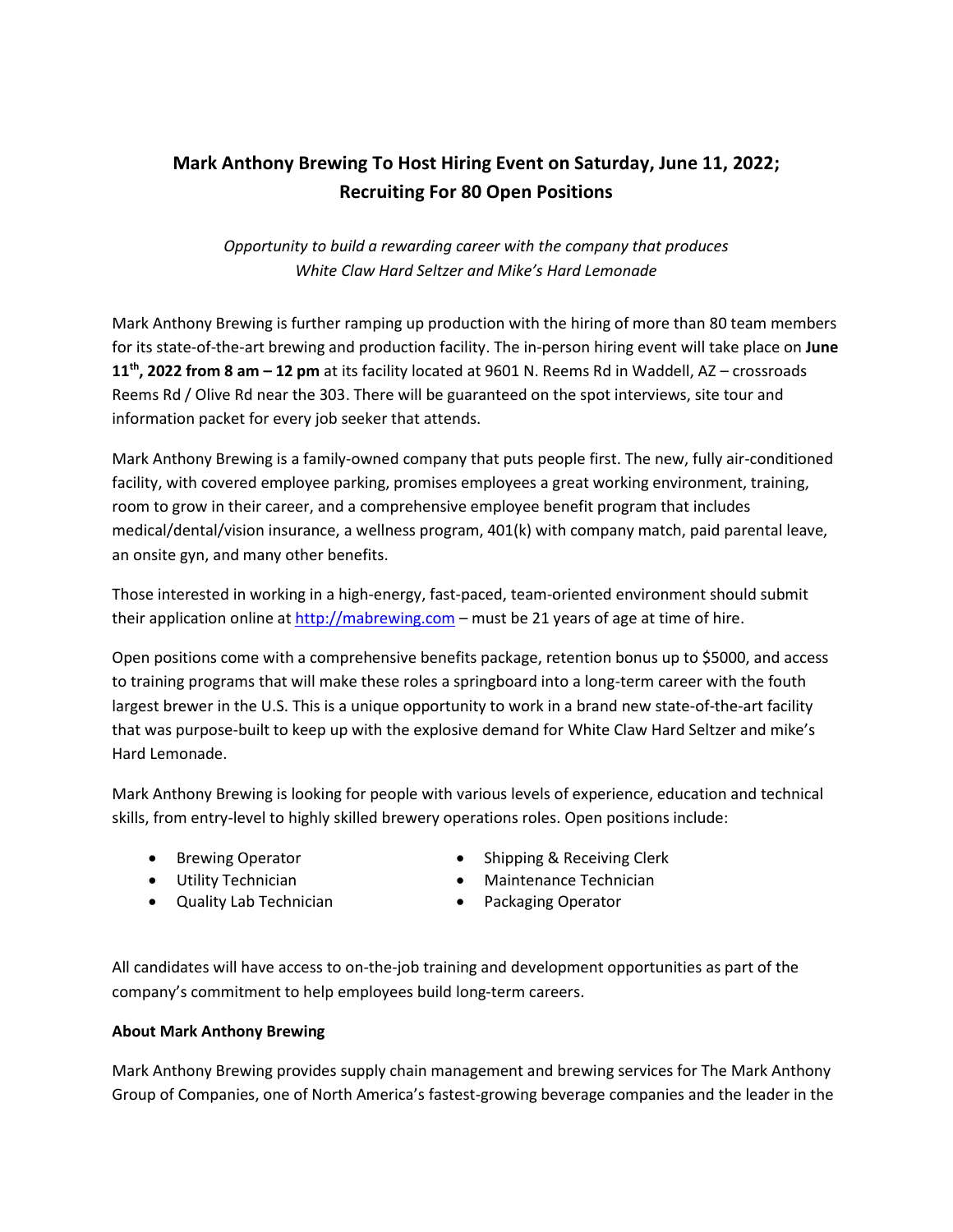# Mark Anthony Brewing To Host Hiring Event on Saturday, June 11, 2022; Recruiting For 80 Open Positions

*Opportunity to build a rewarding career with the company that produces White Claw Hard Seltzer and Mike's Hard Lemonade*

Mark Anthony Brewing is further ramping up production with the hiring of more than 80 team members for its state-of-the-art brewing and production facility. The in-person hiring event will take place on **June 11th, 2022 from 8 am – 12 pm** at its facility located at 9601 N. Reems Rd in Waddell, AZ – crossroads Reems Rd / Olive Rd near the 303. There will be guaranteed on the spot interviews, site tour and information packet for every job seeker that attends.

Mark Anthony Brewing is a family-owned company that puts people first. The new, fully air-conditioned facility, with covered employee parking, promises employees a great working environment, training, room to grow in their career, and a comprehensive employee benefit program that includes medical/dental/vision insurance, a wellness program, 401(k) with company match, paid parental leave, an onsite gyn, and many other benefits.

Those interested in working in a high-energy, fast-paced, team-oriented environment should submit their application online at [http://mabrewing.com](http://mabrewing.com) – must be 21 years of age at time of hire.

Open positions come with a comprehensive benefits package, retention bonus up to $5000, and access to training programs that will make these roles a springboard into a long-term career with the fouth largest brewer in the U.S. This is a unique opportunity to work in a brand new state-of-the-art facility that was purpose-built to keep up with the explosive demand for White Claw Hard Seltzer and mike's Hard Lemonade.

Mark Anthony Brewing is looking for people with various levels of experience, education and technical skills, from entry-level to highly skilled brewery operations roles. Open positions include:

- Brewing Operator
- Utility Technician
- Quality Lab Technician
- Shipping & Receiving Clerk
- Maintenance Technician
- Packaging Operator

All candidates will have access to on-the-job training and development opportunities as part of the company's commitment to help employees build long-term careers.

**About Mark Anthony Brewing**

Mark Anthony Brewing provides supply chain management and brewing services for The Mark Anthony Group of Companies, one of North America's fastest-growing beverage companies and the leader in the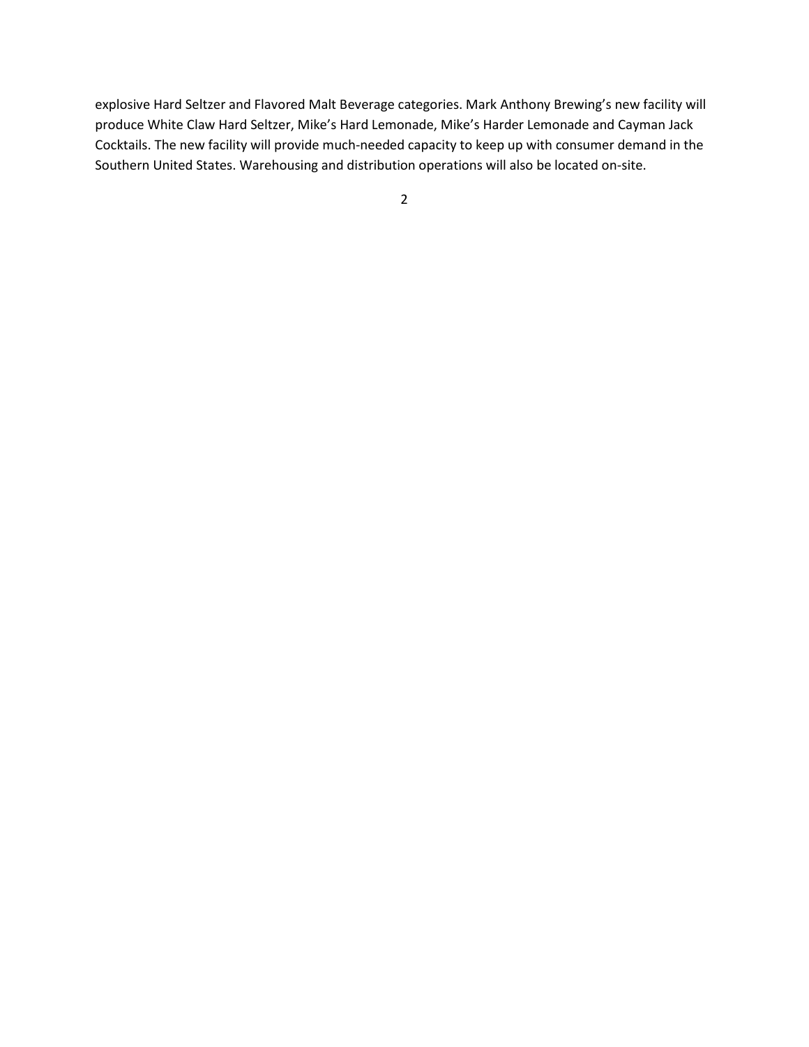explosive Hard Seltzer and Flavored Malt Beverage categories. Mark Anthony Brewing's new facility will produce White Claw Hard Seltzer, Mike's Hard Lemonade, Mike's Harder Lemonade and Cayman Jack Cocktails. The new facility will provide much-needed capacity to keep up with consumer demand in the Southern United States. Warehousing and distribution operations will also be located on-site.